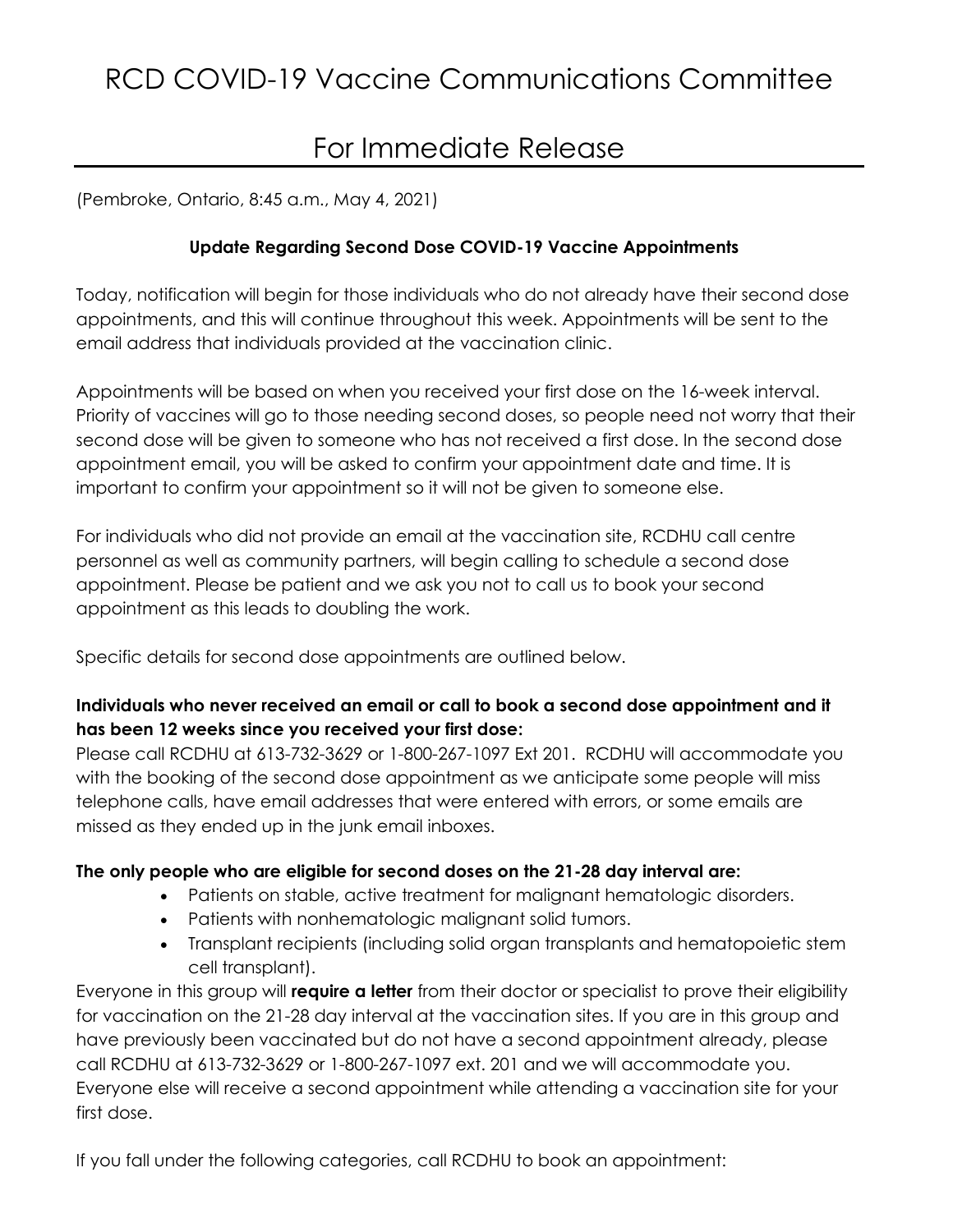# RCD COVID-19 Vaccine Communications Committee

## For Immediate Release

(Pembroke, Ontario, 8:45 a.m., May 4, 2021)

**Update Regarding Second Dose COVID-19 Vaccine Appointments**

Today, notification will begin for those individuals who do not already have their second dose appointments, and this will continue throughout this week. Appointments will be sent to the email address that individuals provided at the vaccination clinic.

Appointments will be based on when you received your first dose on the 16-week interval. Priority of vaccines will go to those needing second doses, so people need not worry that their second dose will be given to someone who has not received a first dose. In the second dose appointment email, you will be asked to confirm your appointment date and time. It is important to confirm your appointment so it will not be given to someone else.

For individuals who did not provide an email at the vaccination site, RCDHU call centre personnel as well as community partners, will begin calling to schedule a second dose appointment. Please be patient and we ask you not to call us to book your second appointment as this leads to doubling the work.

Specific details for second dose appointments are outlined below.

**Individuals who never received an email or call to book a second dose appointment and it has been 12 weeks since you received your first dose:**
Please call RCDHU at 613-732-3629 or 1-800-267-1097 Ext 201. RCDHU will accommodate you with the booking of the second dose appointment as we anticipate some people will miss telephone calls, have email addresses that were entered with errors, or some emails are missed as they ended up in the junk email inboxes.

**The only people who are eligible for second doses on the 21-28 day interval are:**

- Patients on stable, active treatment for malignant hematologic disorders.
- Patients with nonhematologic malignant solid tumors.
- Transplant recipients (including solid organ transplants and hematopoietic stem cell transplant).

Everyone in this group will **require a letter** from their doctor or specialist to prove their eligibility for vaccination on the 21-28 day interval at the vaccination sites. If you are in this group and have previously been vaccinated but do not have a second appointment already, please call RCDHU at 613-732-3629 or 1-800-267-1097 ext. 201 and we will accommodate you. Everyone else will receive a second appointment while attending a vaccination site for your first dose.

If you fall under the following categories, call RCDHU to book an appointment: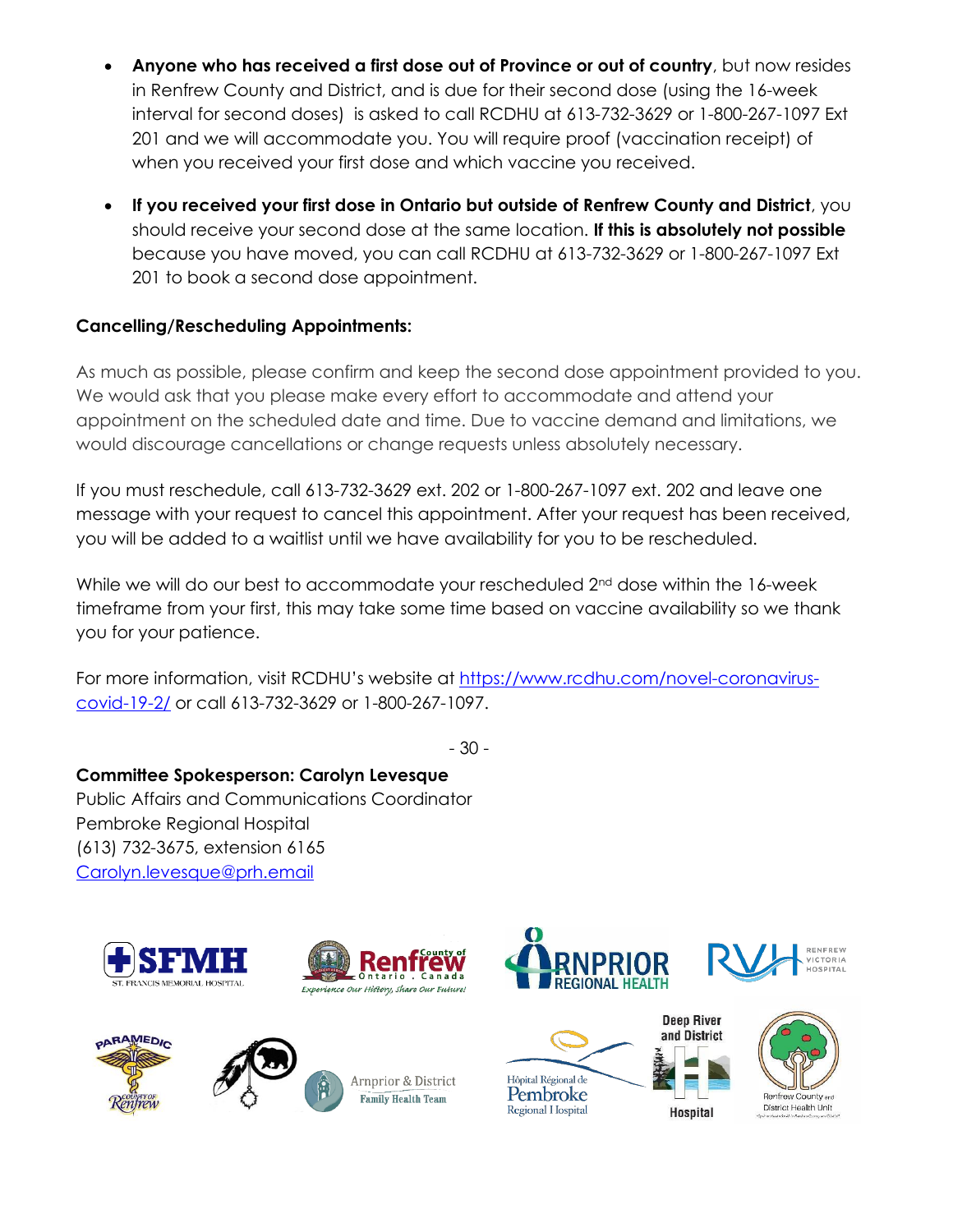- **Anyone who has received a first dose out of Province or out of country**, but now resides in Renfrew County and District, and is due for their second dose (using the 16-week interval for second doses) is asked to call RCDHU at 613-732-3629 or 1-800-267-1097 Ext 201 and we will accommodate you. You will require proof (vaccination receipt) of when you received your first dose and which vaccine you received.

- **If you received your first dose in Ontario but outside of Renfrew County and District**, you should receive your second dose at the same location. **If this is absolutely not possible** because you have moved, you can call RCDHU at 613-732-3629 or 1-800-267-1097 Ext 201 to book a second dose appointment.

**Cancelling/Rescheduling Appointments:**

As much as possible, please confirm and keep the second dose appointment provided to you. We would ask that you please make every effort to accommodate and attend your appointment on the scheduled date and time. Due to vaccine demand and limitations, we would discourage cancellations or change requests unless absolutely necessary.

If you must reschedule, call 613-732-3629 ext. 202 or 1-800-267-1097 ext. 202 and leave one message with your request to cancel this appointment. After your request has been received, you will be added to a waitlist until we have availability for you to be rescheduled.

While we will do our best to accommodate your rescheduled 2nd dose within the 16-week timeframe from your first, this may take some time based on vaccine availability so we thank you for your patience.

For more information, visit RCDHU's website at [https://www.rcdhu.com/novel-coronavirus-covid-19-2/](https://www.rcdhu.com/novel-coronavirus-covid-19-2/) or call 613-732-3629 or 1-800-267-1097.

- 30 -

**Committee Spokesperson: Carolyn Levesque**
Public Affairs and Communications Coordinator
Pembroke Regional Hospital
(613) 732-3675, extension 6165
[Carolyn.levesque@prh.email](mailto:Carolyn.levesque@prh.email)